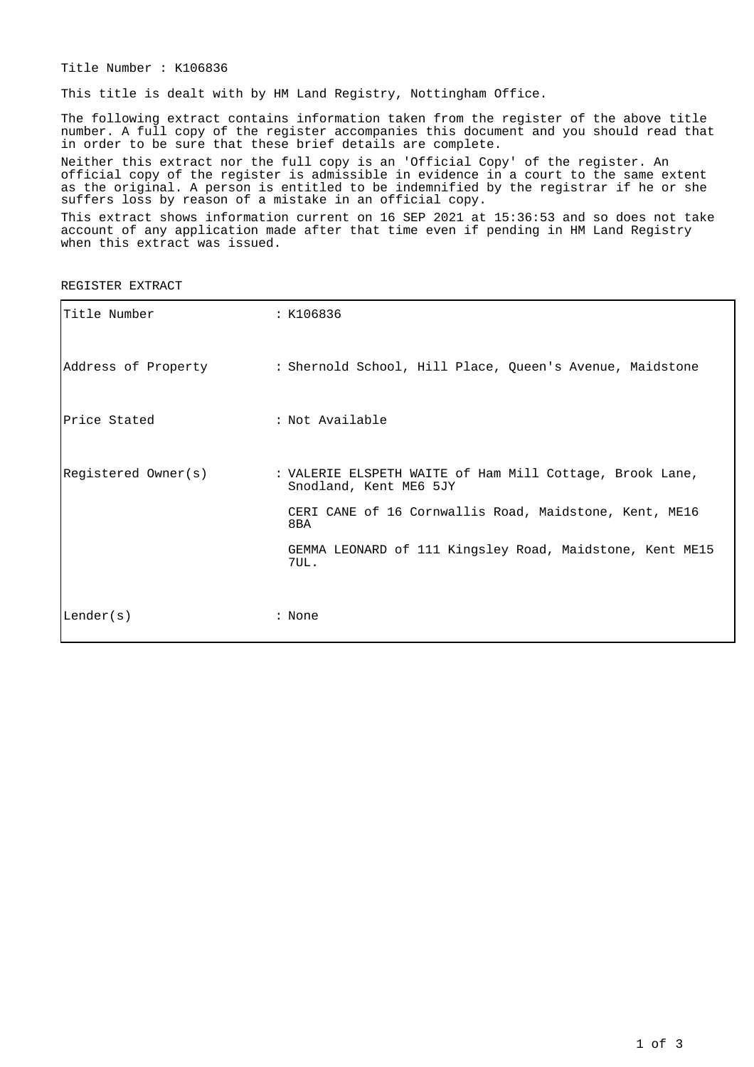Title Number : K106836

This title is dealt with by HM Land Registry, Nottingham Office.

The following extract contains information taken from the register of the above title number. A full copy of the register accompanies this document and you should read that in order to be sure that these brief details are complete.

Neither this extract nor the full copy is an 'Official Copy' of the register. An official copy of the register is admissible in evidence in a court to the same extent as the original. A person is entitled to be indemnified by the registrar if he or she suffers loss by reason of a mistake in an official copy.

This extract shows information current on 16 SEP 2021 at 15:36:53 and so does not take account of any application made after that time even if pending in HM Land Registry when this extract was issued.

REGISTER EXTRACT

| | |
|---|---|
| Title Number | : K106836 |
| Address of Property | : Shernold School, Hill Place, Queen's Avenue, Maidstone |
| Price Stated | : Not Available |
| Registered Owner(s) | : VALERIE ELSPETH WAITE of Ham Mill Cottage, Brook Lane, Snodland, Kent ME6 5JY<br><br>CERI CANE of 16 Cornwallis Road, Maidstone, Kent, ME16 8BA<br><br>GEMMA LEONARD of 111 Kingsley Road, Maidstone, Kent ME15 7UL. |
| Lender(s) | : None |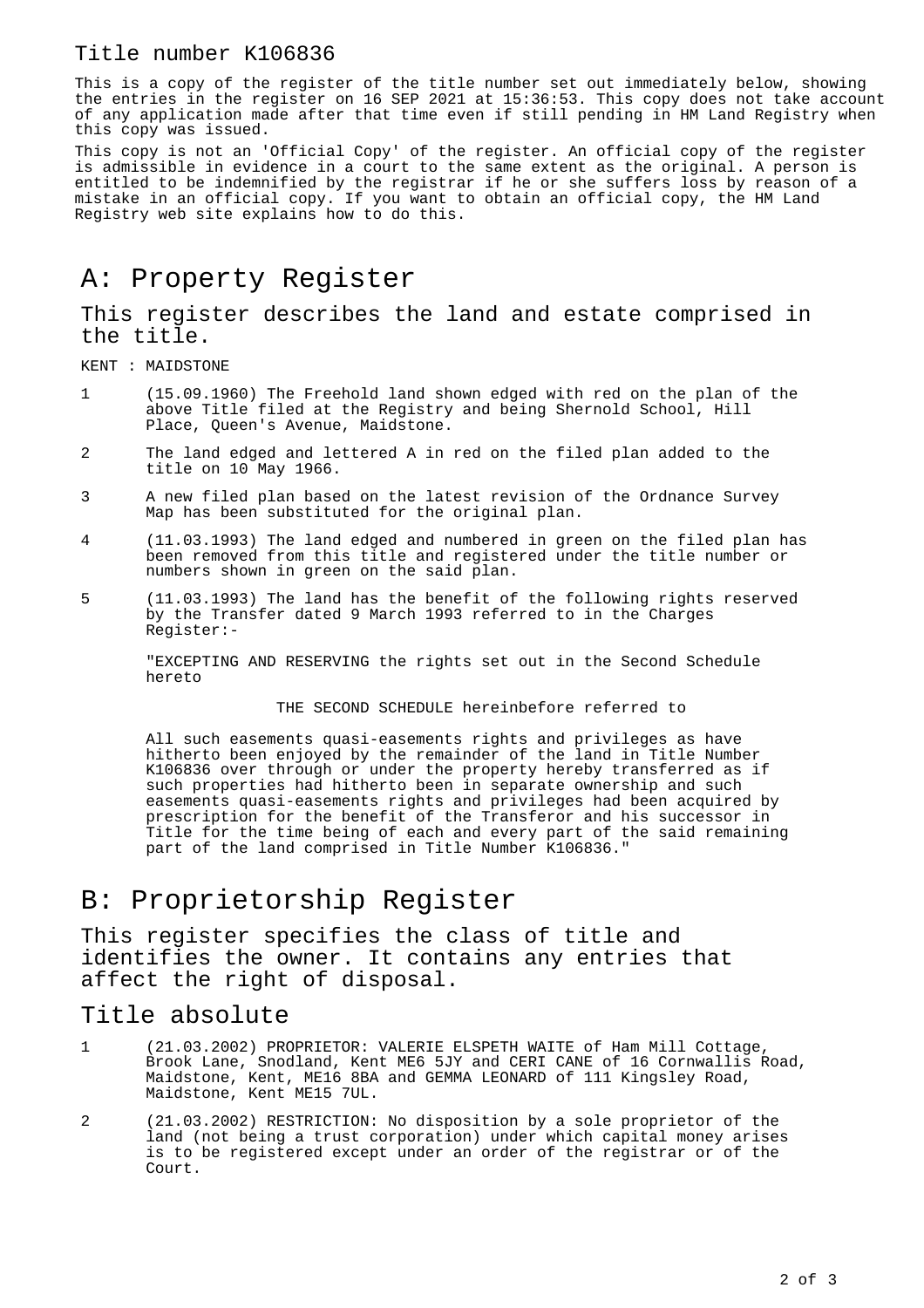Title number K106836

This is a copy of the register of the title number set out immediately below, showing the entries in the register on 16 SEP 2021 at 15:36:53. This copy does not take account of any application made after that time even if still pending in HM Land Registry when this copy was issued.

This copy is not an 'Official Copy' of the register. An official copy of the register is admissible in evidence in a court to the same extent as the original. A person is entitled to be indemnified by the registrar if he or she suffers loss by reason of a mistake in an official copy. If you want to obtain an official copy, the HM Land Registry web site explains how to do this.

# A: Property Register

## This register describes the land and estate comprised in the title.

KENT : MAIDSTONE

1 (15.09.1960) The Freehold land shown edged with red on the plan of the above Title filed at the Registry and being Shernold School, Hill Place, Queen's Avenue, Maidstone.

2 The land edged and lettered A in red on the filed plan added to the title on 10 May 1966.

3 A new filed plan based on the latest revision of the Ordnance Survey Map has been substituted for the original plan.

4 (11.03.1993) The land edged and numbered in green on the filed plan has been removed from this title and registered under the title number or numbers shown in green on the said plan.

5 (11.03.1993) The land has the benefit of the following rights reserved by the Transfer dated 9 March 1993 referred to in the Charges Register:-

"EXCEPTING AND RESERVING the rights set out in the Second Schedule hereto

THE SECOND SCHEDULE hereinbefore referred to

All such easements quasi-easements rights and privileges as have hitherto been enjoyed by the remainder of the land in Title Number K106836 over through or under the property hereby transferred as if such properties had hitherto been in separate ownership and such easements quasi-easements rights and privileges had been acquired by prescription for the benefit of the Transferor and his successor in Title for the time being of each and every part of the said remaining part of the land comprised in Title Number K106836."

# B: Proprietorship Register

## This register specifies the class of title and identifies the owner. It contains any entries that affect the right of disposal.

## Title absolute

1 (21.03.2002) PROPRIETOR: VALERIE ELSPETH WAITE of Ham Mill Cottage, Brook Lane, Snodland, Kent ME6 5JY and CERI CANE of 16 Cornwallis Road, Maidstone, Kent, ME16 8BA and GEMMA LEONARD of 111 Kingsley Road, Maidstone, Kent ME15 7UL.

2 (21.03.2002) RESTRICTION: No disposition by a sole proprietor of the land (not being a trust corporation) under which capital money arises is to be registered except under an order of the registrar or of the Court.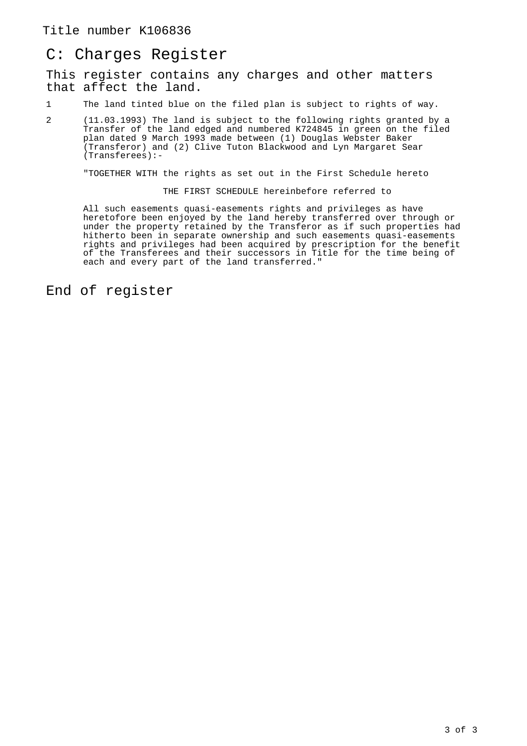Title number K106836

# C: Charges Register

This register contains any charges and other matters that affect the land.

1 The land tinted blue on the filed plan is subject to rights of way.

2 (11.03.1993) The land is subject to the following rights granted by a Transfer of the land edged and numbered K724845 in green on the filed plan dated 9 March 1993 made between (1) Douglas Webster Baker (Transferor) and (2) Clive Tuton Blackwood and Lyn Margaret Sear (Transferees):-

"TOGETHER WITH the rights as set out in the First Schedule hereto

THE FIRST SCHEDULE hereinbefore referred to

All such easements quasi-easements rights and privileges as have heretofore been enjoyed by the land hereby transferred over through or under the property retained by the Transferor as if such properties had hitherto been in separate ownership and such easements quasi-easements rights and privileges had been acquired by prescription for the benefit of the Transferees and their successors in Title for the time being of each and every part of the land transferred."

End of register